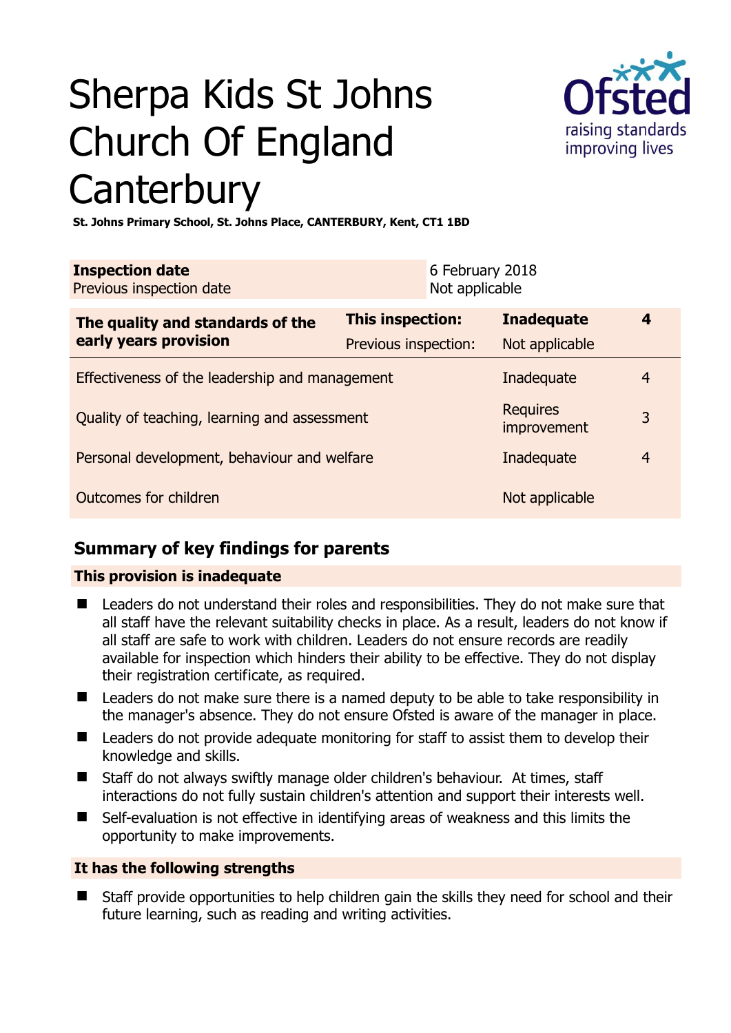# Sherpa Kids St Johns Church Of England Canterbury

**St. Johns Primary School, St. Johns Place, CANTERBURY, Kent, CT1 1BD**

| **Inspection date** | 6 February 2018 |
| --- | --- |
| Previous inspection date | Not applicable |

| **The quality and standards of the early years provision** | **This inspection:** | **Inadequate** | **4** |
| --- | --- | --- | --- |
| | Previous inspection: | Not applicable | |
| Effectiveness of the leadership and management | | Inadequate | 4 |
| Quality of teaching, learning and assessment | | Requires improvement | 3 |
| Personal development, behaviour and welfare | | Inadequate | 4 |
| Outcomes for children | | Not applicable | |

## Summary of key findings for parents

### This provision is inadequate

- Leaders do not understand their roles and responsibilities. They do not make sure that all staff have the relevant suitability checks in place. As a result, leaders do not know if all staff are safe to work with children. Leaders do not ensure records are readily available for inspection which hinders their ability to be effective. They do not display their registration certificate, as required.
- Leaders do not make sure there is a named deputy to be able to take responsibility in the manager's absence. They do not ensure Ofsted is aware of the manager in place.
- Leaders do not provide adequate monitoring for staff to assist them to develop their knowledge and skills.
- Staff do not always swiftly manage older children's behaviour. At times, staff interactions do not fully sustain children's attention and support their interests well.
- Self-evaluation is not effective in identifying areas of weakness and this limits the opportunity to make improvements.

### It has the following strengths

- Staff provide opportunities to help children gain the skills they need for school and their future learning, such as reading and writing activities.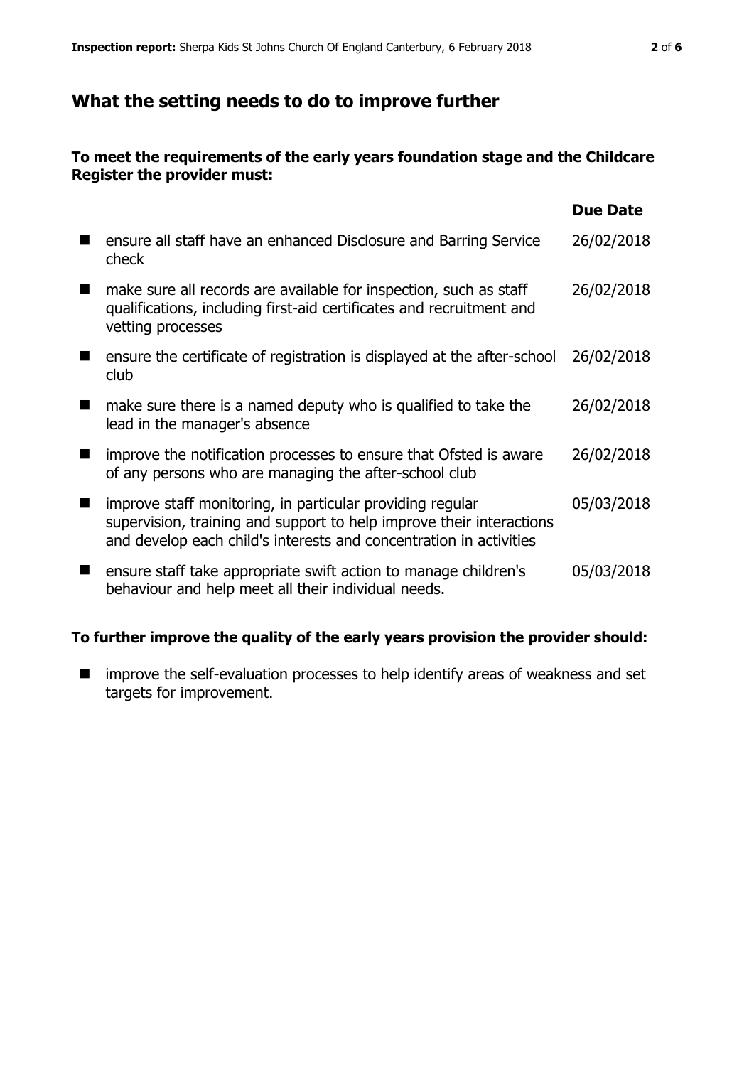## What the setting needs to do to improve further

**To meet the requirements of the early years foundation stage and the Childcare Register the provider must:**

| | Due Date |
|---|---|
| ensure all staff have an enhanced Disclosure and Barring Service check | 26/02/2018 |
| make sure all records are available for inspection, such as staff qualifications, including first-aid certificates and recruitment and vetting processes | 26/02/2018 |
| ensure the certificate of registration is displayed at the after-school club | 26/02/2018 |
| make sure there is a named deputy who is qualified to take the lead in the manager's absence | 26/02/2018 |
| improve the notification processes to ensure that Ofsted is aware of any persons who are managing the after-school club | 26/02/2018 |
| improve staff monitoring, in particular providing regular supervision, training and support to help improve their interactions and develop each child's interests and concentration in activities | 05/03/2018 |
| ensure staff take appropriate swift action to manage children's behaviour and help meet all their individual needs. | 05/03/2018 |

**To further improve the quality of the early years provision the provider should:**

- improve the self-evaluation processes to help identify areas of weakness and set targets for improvement.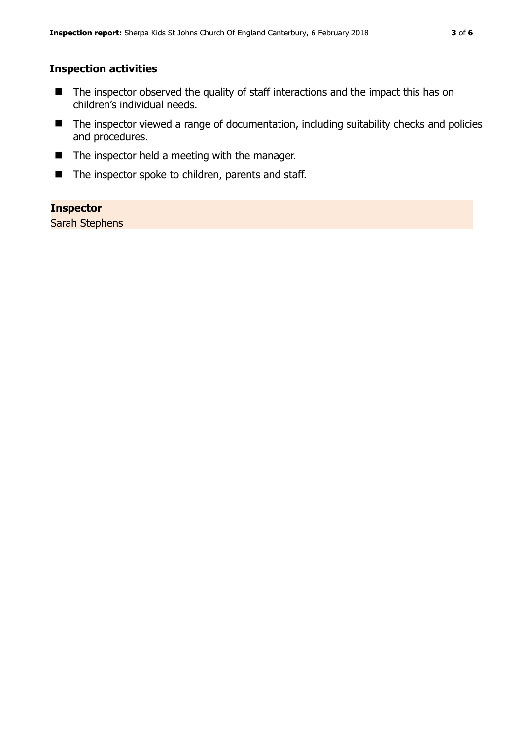## Inspection activities

- The inspector observed the quality of staff interactions and the impact this has on children's individual needs.
- The inspector viewed a range of documentation, including suitability checks and policies and procedures.
- The inspector held a meeting with the manager.
- The inspector spoke to children, parents and staff.

**Inspector**
Sarah Stephens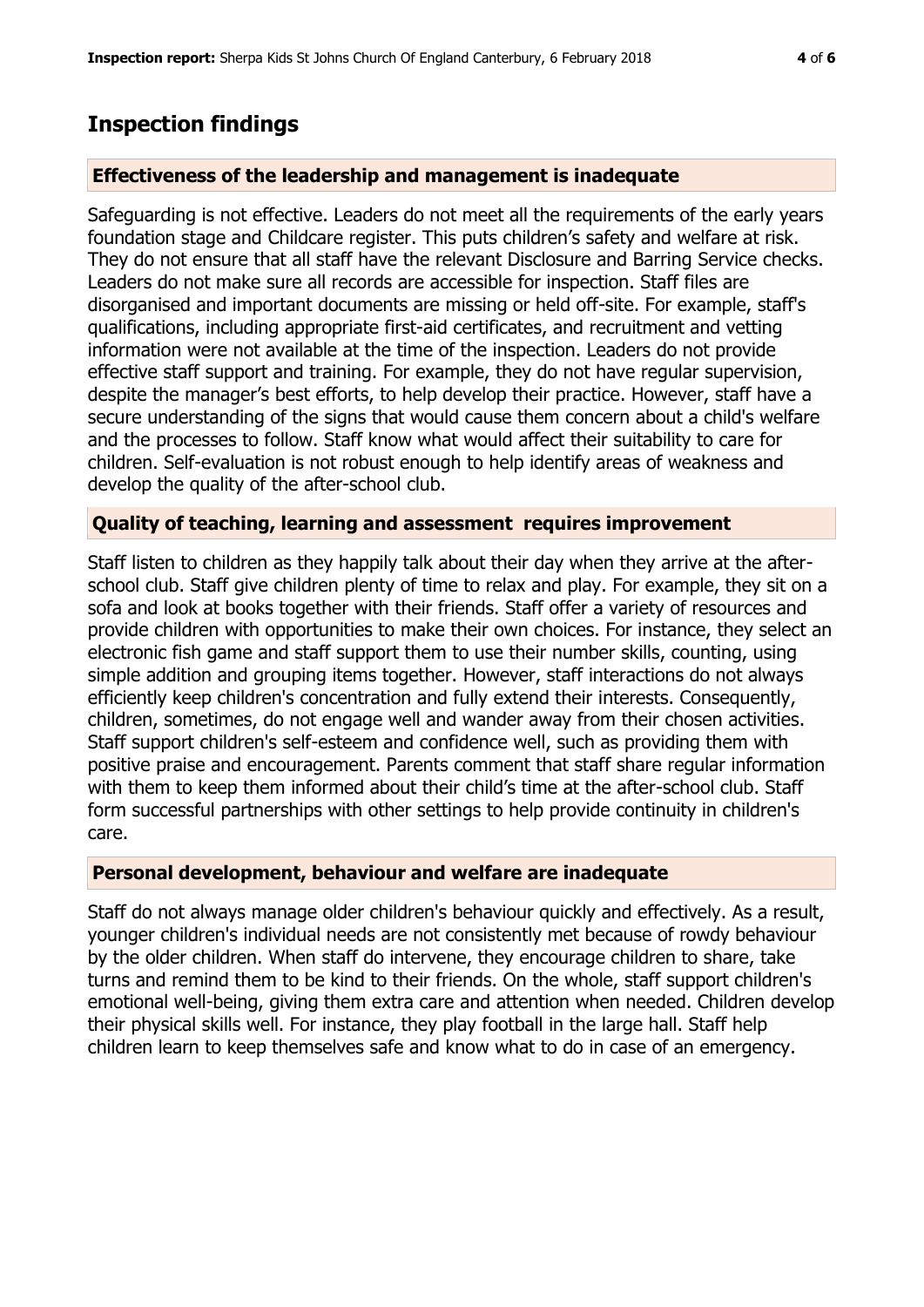## Inspection findings

### Effectiveness of the leadership and management is inadequate

Safeguarding is not effective. Leaders do not meet all the requirements of the early years foundation stage and Childcare register. This puts children's safety and welfare at risk. They do not ensure that all staff have the relevant Disclosure and Barring Service checks. Leaders do not make sure all records are accessible for inspection. Staff files are disorganised and important documents are missing or held off-site. For example, staff's qualifications, including appropriate first-aid certificates, and recruitment and vetting information were not available at the time of the inspection. Leaders do not provide effective staff support and training. For example, they do not have regular supervision, despite the manager's best efforts, to help develop their practice. However, staff have a secure understanding of the signs that would cause them concern about a child's welfare and the processes to follow. Staff know what would affect their suitability to care for children. Self-evaluation is not robust enough to help identify areas of weakness and develop the quality of the after-school club.

### Quality of teaching, learning and assessment requires improvement

Staff listen to children as they happily talk about their day when they arrive at the after-school club. Staff give children plenty of time to relax and play. For example, they sit on a sofa and look at books together with their friends. Staff offer a variety of resources and provide children with opportunities to make their own choices. For instance, they select an electronic fish game and staff support them to use their number skills, counting, using simple addition and grouping items together. However, staff interactions do not always efficiently keep children's concentration and fully extend their interests. Consequently, children, sometimes, do not engage well and wander away from their chosen activities. Staff support children's self-esteem and confidence well, such as providing them with positive praise and encouragement. Parents comment that staff share regular information with them to keep them informed about their child's time at the after-school club. Staff form successful partnerships with other settings to help provide continuity in children's care.

### Personal development, behaviour and welfare are inadequate

Staff do not always manage older children's behaviour quickly and effectively. As a result, younger children's individual needs are not consistently met because of rowdy behaviour by the older children. When staff do intervene, they encourage children to share, take turns and remind them to be kind to their friends. On the whole, staff support children's emotional well-being, giving them extra care and attention when needed. Children develop their physical skills well. For instance, they play football in the large hall. Staff help children learn to keep themselves safe and know what to do in case of an emergency.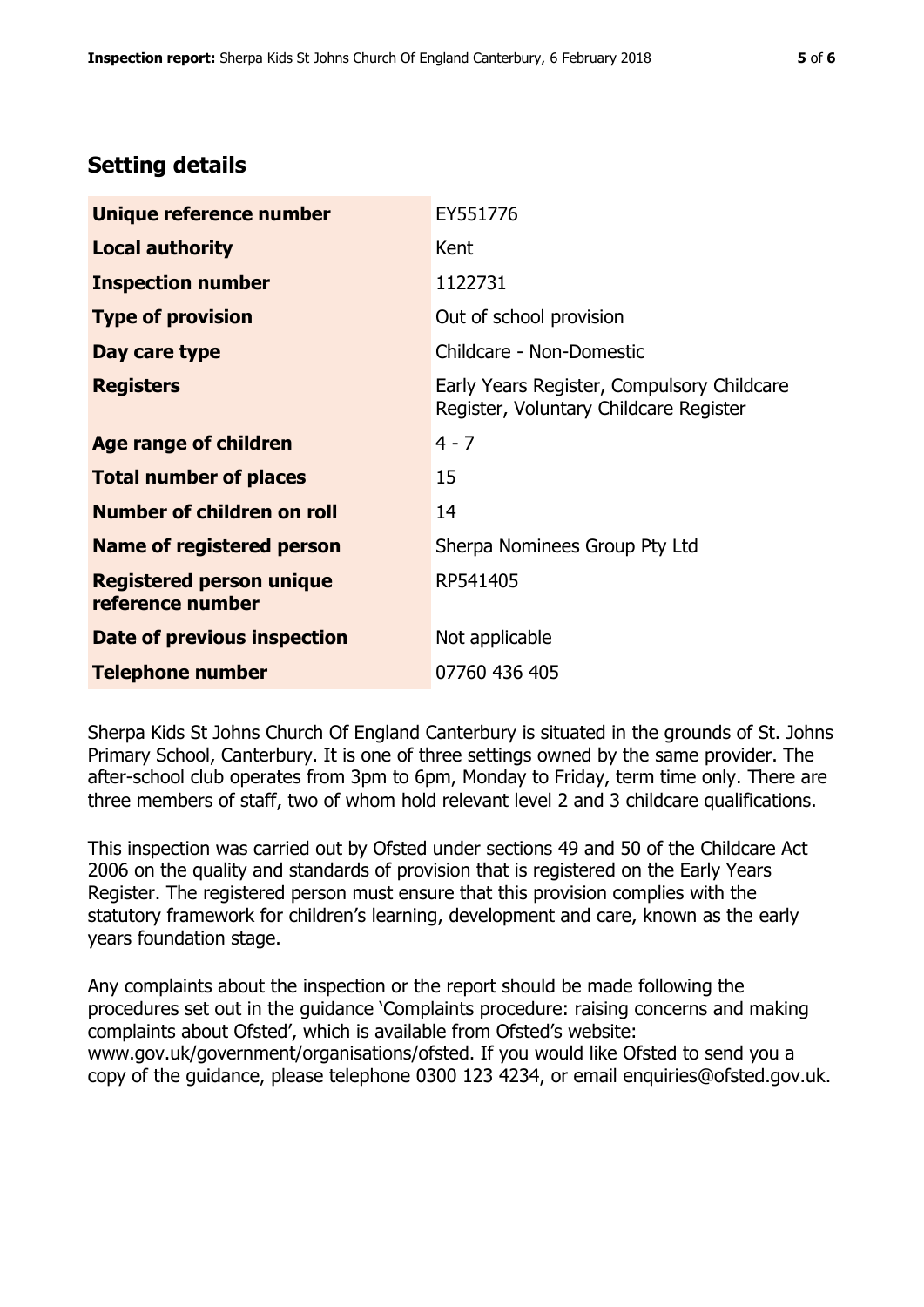## Setting details

| | |
|---|---|
| **Unique reference number** | EY551776 |
| **Local authority** | Kent |
| **Inspection number** | 1122731 |
| **Type of provision** | Out of school provision |
| **Day care type** | Childcare - Non-Domestic |
| **Registers** | Early Years Register, Compulsory Childcare Register, Voluntary Childcare Register |
| **Age range of children** | 4 - 7 |
| **Total number of places** | 15 |
| **Number of children on roll** | 14 |
| **Name of registered person** | Sherpa Nominees Group Pty Ltd |
| **Registered person unique reference number** | RP541405 |
| **Date of previous inspection** | Not applicable |
| **Telephone number** | 07760 436 405 |

Sherpa Kids St Johns Church Of England Canterbury is situated in the grounds of St. Johns Primary School, Canterbury. It is one of three settings owned by the same provider. The after-school club operates from 3pm to 6pm, Monday to Friday, term time only. There are three members of staff, two of whom hold relevant level 2 and 3 childcare qualifications.

This inspection was carried out by Ofsted under sections 49 and 50 of the Childcare Act 2006 on the quality and standards of provision that is registered on the Early Years Register. The registered person must ensure that this provision complies with the statutory framework for children's learning, development and care, known as the early years foundation stage.

Any complaints about the inspection or the report should be made following the procedures set out in the guidance 'Complaints procedure: raising concerns and making complaints about Ofsted', which is available from Ofsted's website: www.gov.uk/government/organisations/ofsted. If you would like Ofsted to send you a copy of the guidance, please telephone 0300 123 4234, or email enquiries@ofsted.gov.uk.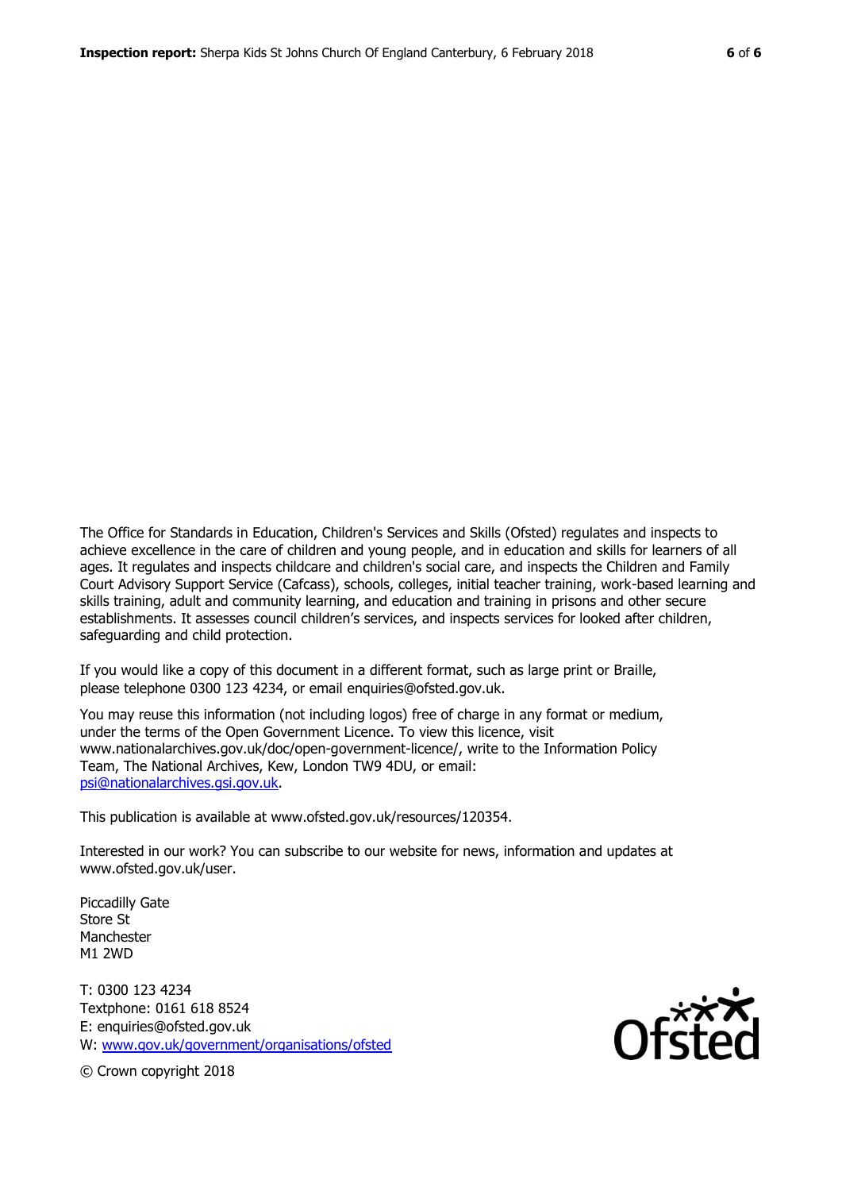The Office for Standards in Education, Children's Services and Skills (Ofsted) regulates and inspects to achieve excellence in the care of children and young people, and in education and skills for learners of all ages. It regulates and inspects childcare and children's social care, and inspects the Children and Family Court Advisory Support Service (Cafcass), schools, colleges, initial teacher training, work-based learning and skills training, adult and community learning, and education and training in prisons and other secure establishments. It assesses council children's services, and inspects services for looked after children, safeguarding and child protection.

If you would like a copy of this document in a different format, such as large print or Braille, please telephone 0300 123 4234, or email enquiries@ofsted.gov.uk.

You may reuse this information (not including logos) free of charge in any format or medium, under the terms of the Open Government Licence. To view this licence, visit www.nationalarchives.gov.uk/doc/open-government-licence/, write to the Information Policy Team, The National Archives, Kew, London TW9 4DU, or email: psi@nationalarchives.gsi.gov.uk.

This publication is available at www.ofsted.gov.uk/resources/120354.

Interested in our work? You can subscribe to our website for news, information and updates at www.ofsted.gov.uk/user.

Piccadilly Gate
Store St
Manchester
M1 2WD

T: 0300 123 4234
Textphone: 0161 618 8524
E: enquiries@ofsted.gov.uk
W: www.gov.uk/government/organisations/ofsted

© Crown copyright 2018